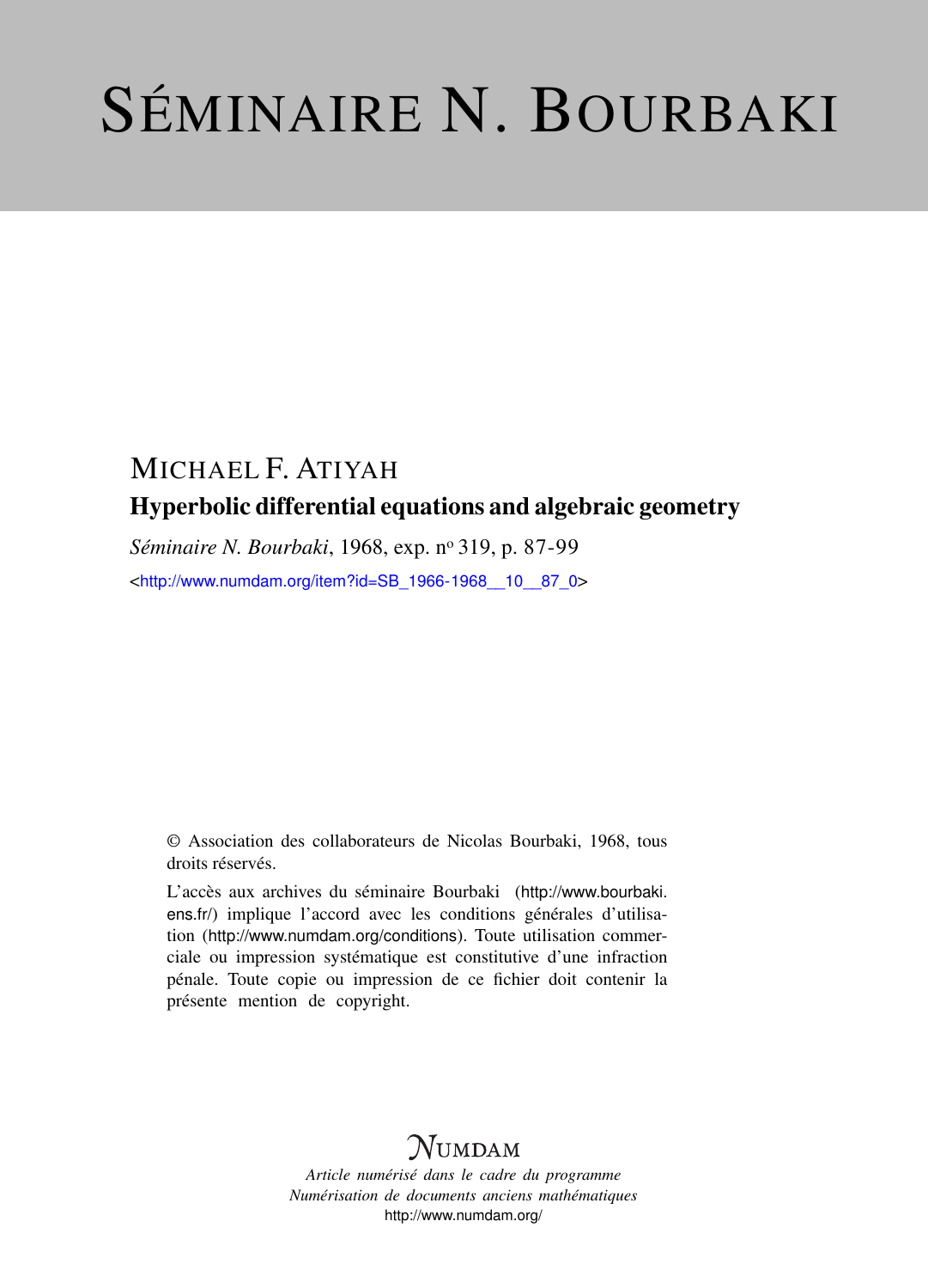# SÉMINAIRE N. BOURBAKI

MICHAEL F. ATIYAH

## Hyperbolic differential equations and algebraic geometry

*Séminaire N. Bourbaki*, 1968, exp. nº 319, p. 87-99

<http://www.numdam.org/item?id=SB_1966-1968__10__87_0>

© Association des collaborateurs de Nicolas Bourbaki, 1968, tous droits réservés.

L'accès aux archives du séminaire Bourbaki (http://www.bourbaki.ens.fr/) implique l'accord avec les conditions générales d'utilisation (http://www.numdam.org/conditions). Toute utilisation commerciale ou impression systématique est constitutive d'une infraction pénale. Toute copie ou impression de ce fichier doit contenir la présente mention de copyright.

NUMDAM

*Article numérisé dans le cadre du programme*
*Numérisation de documents anciens mathématiques*
http://www.numdam.org/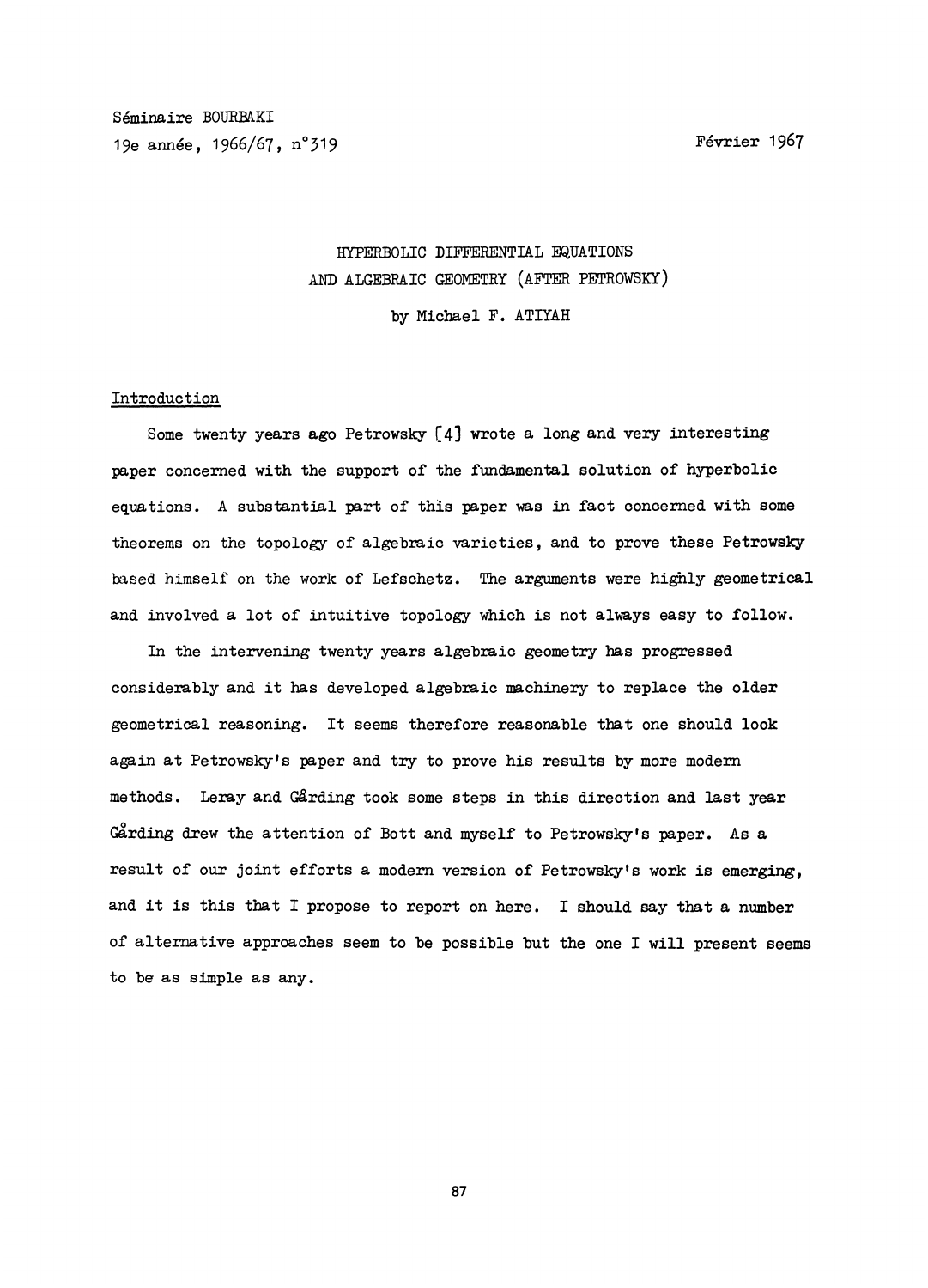Séminaire BOURBAKI
19e année, 1966/67, n°319

Février 1967

# HYPERBOLIC DIFFERENTIAL EQUATIONS AND ALGEBRAIC GEOMETRY (AFTER PETROWSKY)

by Michael F. ATIYAH

## Introduction

Some twenty years ago Petrowsky [4] wrote a long and very interesting paper concerned with the support of the fundamental solution of hyperbolic equations. A substantial part of this paper was in fact concerned with some theorems on the topology of algebraic varieties, and to prove these Petrowsky based himself on the work of Lefschetz. The arguments were highly geometrical and involved a lot of intuitive topology which is not always easy to follow.

In the intervening twenty years algebraic geometry has progressed considerably and it has developed algebraic machinery to replace the older geometrical reasoning. It seems therefore reasonable that one should look again at Petrowsky's paper and try to prove his results by more modern methods. Leray and Gårding took some steps in this direction and last year Gårding drew the attention of Bott and myself to Petrowsky's paper. As a result of our joint efforts a modern version of Petrowsky's work is emerging, and it is this that I propose to report on here. I should say that a number of alternative approaches seem to be possible but the one I will present seems to be as simple as any.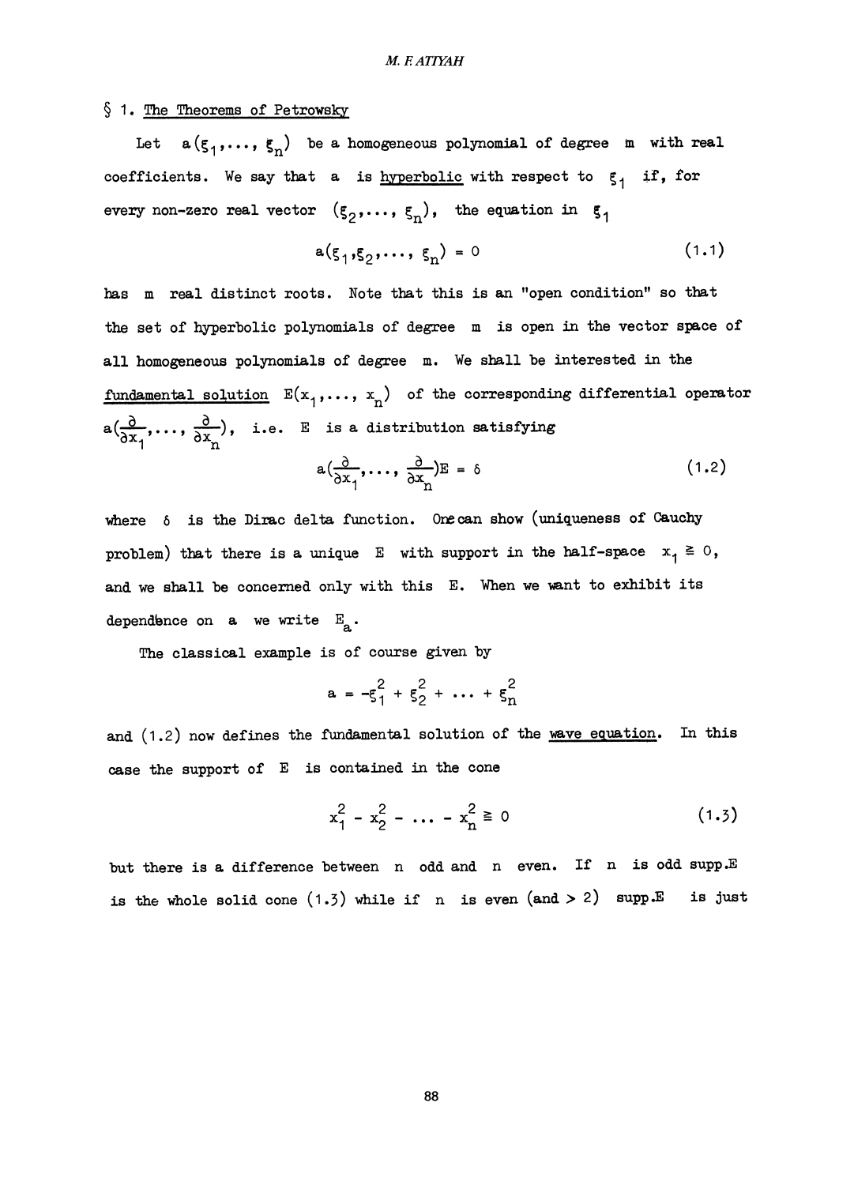## § 1. The Theorems of Petrowsky

Let $a(\xi_1, \ldots, \xi_n)$ be a homogeneous polynomial of degree $m$ with real coefficients. We say that $a$ is hyperbolic with respect to $\xi_1$ if, for every non-zero real vector $(\xi_2, \ldots, \xi_n)$, the equation in $\xi_1$

$$a(\xi_1, \xi_2, \ldots, \xi_n) = 0 \tag{1.1}$$

has $m$ real distinct roots. Note that this is an "open condition" so that the set of hyperbolic polynomials of degree $m$ is open in the vector space of all homogeneous polynomials of degree $m$. We shall be interested in the fundamental solution $E(x_1, \ldots, x_n)$ of the corresponding differential operator $a(\frac{\partial}{\partial x_1}, \ldots, \frac{\partial}{\partial x_n})$, i.e. $E$ is a distribution satisfying

$$a(\frac{\partial}{\partial x_1}, \ldots, \frac{\partial}{\partial x_n})E = \delta \tag{1.2}$$

where $\delta$ is the Dirac delta function. One can show (uniqueness of Cauchy problem) that there is a unique $E$ with support in the half-space $x_1 \geqq 0$, and we shall be concerned only with this $E$. When we want to exhibit its dependence on $a$ we write $E_a$.

The classical example is of course given by

$$a = -\xi_1^2 + \xi_2^2 + \ldots + \xi_n^2$$

and (1.2) now defines the fundamental solution of the wave equation. In this case the support of $E$ is contained in the cone

$$x_1^2 - x_2^2 - \ldots - x_n^2 \geqq 0 \tag{1.3}$$

but there is a difference between $n$ odd and $n$ even. If $n$ is odd supp.$E$ is the whole solid cone (1.3) while if $n$ is even (and $> 2$) supp.$E$ is just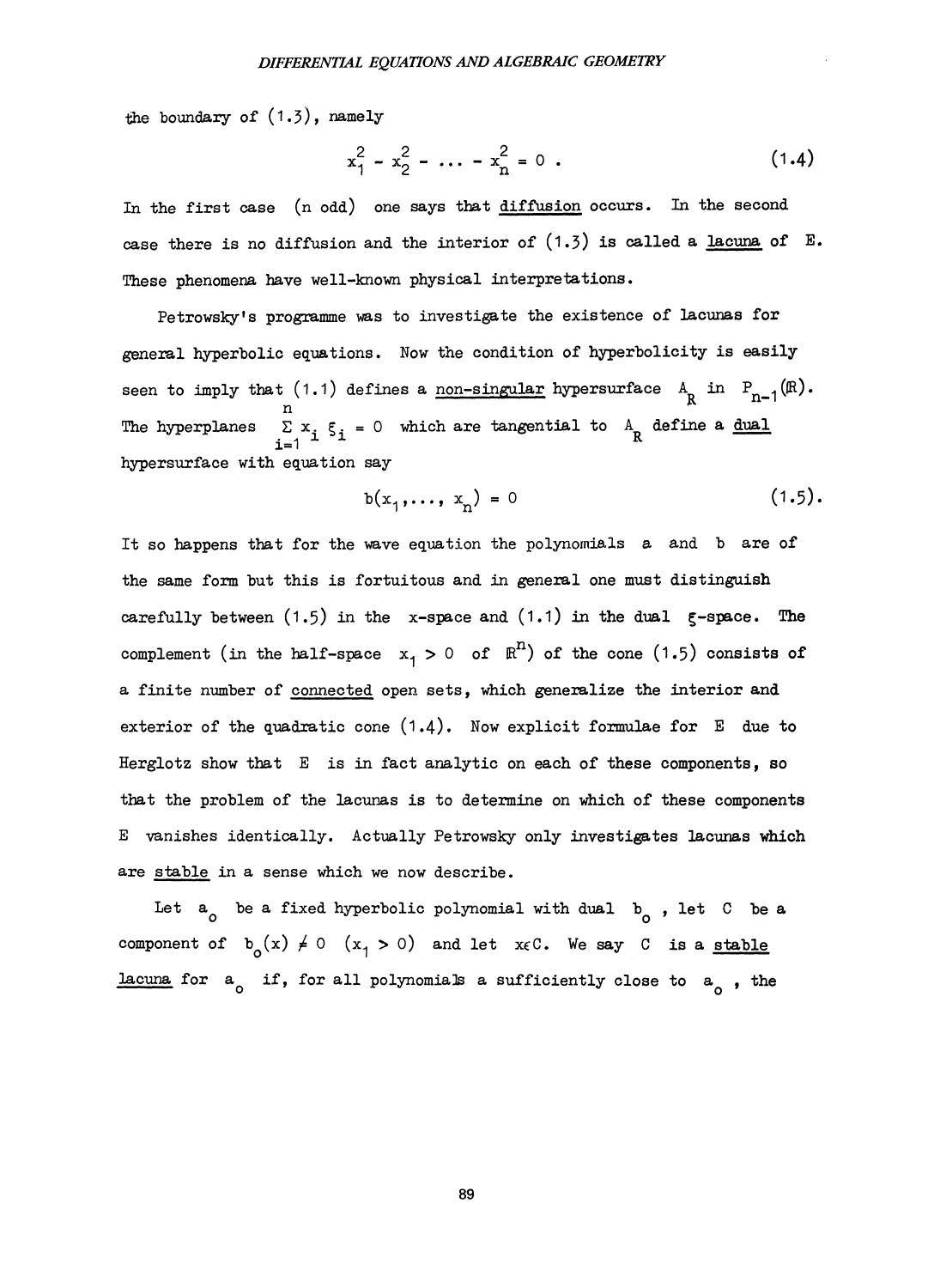the boundary of (1.3), namely

$$x_1^2 - x_2^2 - \dots - x_n^2 = 0 \ . \tag{1.4}$$

In the first case (n odd) one says that <u>diffusion</u> occurs. In the second case there is no diffusion and the interior of (1.3) is called a <u>lacuna</u> of E. These phenomena have well-known physical interpretations.

Petrowsky's programme was to investigate the existence of lacunas for general hyperbolic equations. Now the condition of hyperbolicity is easily seen to imply that (1.1) defines a <u>non-singular</u> hypersurface $A_R$ in $P_{n-1}(\mathbb{R})$. The hyperplanes $\sum_{i=1}^{n} x_i \xi_i = 0$ which are tangential to $A_R$ define a <u>dual</u> hypersurface with equation say

$$b(x_1, \dots, x_n) = 0 \tag{1.5}$$

It so happens that for the wave equation the polynomials a and b are of the same form but this is fortuitous and in general one must distinguish carefully between (1.5) in the x-space and (1.1) in the dual $\xi$-space. The complement (in the half-space $x_1 > 0$ of $\mathbb{R}^n$) of the cone (1.5) consists of a finite number of <u>connected</u> open sets, which generalize the interior and exterior of the quadratic cone (1.4). Now explicit formulae for E due to Herglotz show that E is in fact analytic on each of these components, so that the problem of the lacunas is to determine on which of these components E vanishes identically. Actually Petrowsky only investigates lacunas which are <u>stable</u> in a sense which we now describe.

Let $a_o$ be a fixed hyperbolic polynomial with dual $b_o$, let C be a component of $b_o(x) \neq 0$ $(x_1 > 0)$ and let $x \in C$. We say C is a <u>stable lacuna</u> for $a_o$ if, for all polynomials a sufficiently close to $a_o$, the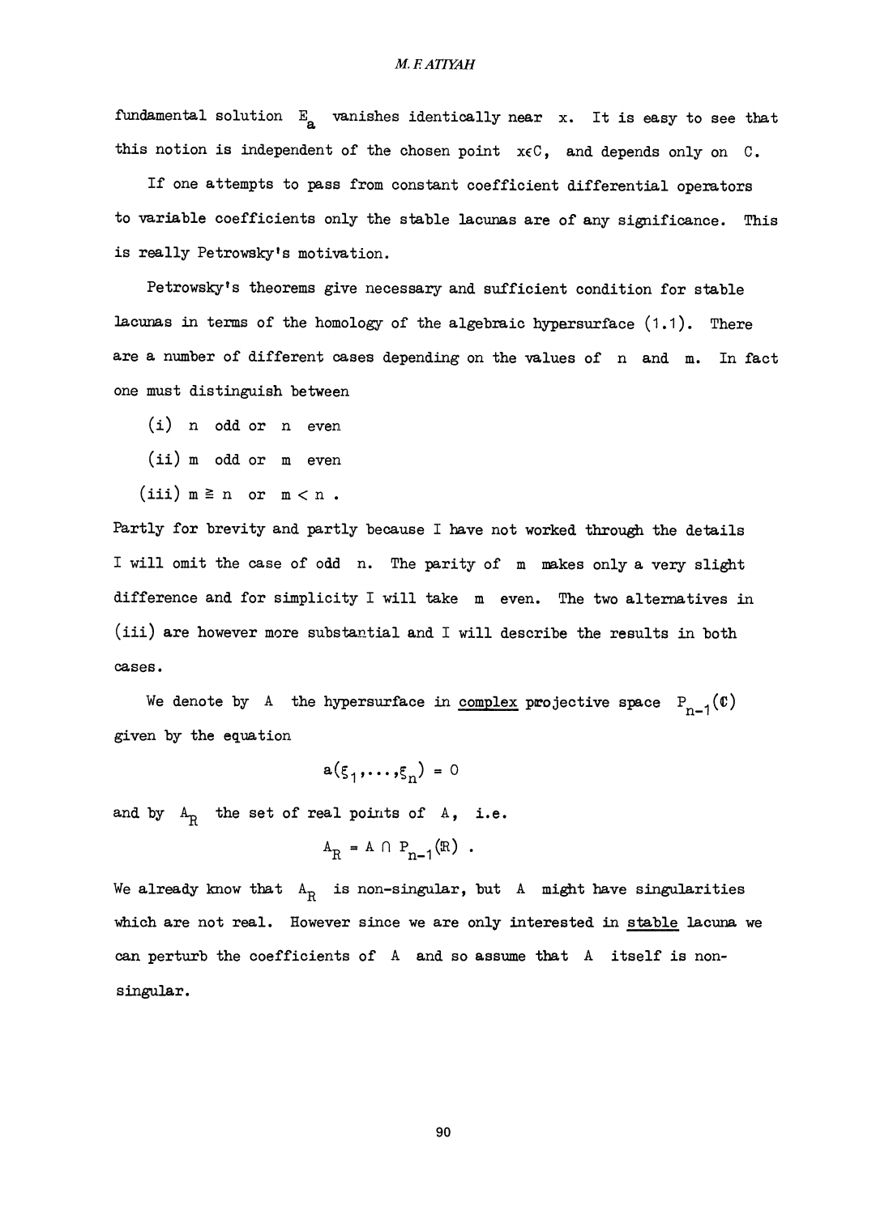fundamental solution $E_a$ vanishes identically near $x$. It is easy to see that this notion is independent of the chosen point $x \in C$, and depends only on $C$.

If one attempts to pass from constant coefficient differential operators to variable coefficients only the stable lacunas are of any significance. This is really Petrowsky's motivation.

Petrowsky's theorems give necessary and sufficient condition for stable lacunas in terms of the homology of the algebraic hypersurface (1.1). There are a number of different cases depending on the values of $n$ and $m$. In fact one must distinguish between

(i) $n$ odd or $n$ even

(ii) $m$ odd or $m$ even

(iii) $m \geq n$ or $m < n$.

Partly for brevity and partly because I have not worked through the details I will omit the case of odd $n$. The parity of $m$ makes only a very slight difference and for simplicity I will take $m$ even. The two alternatives in (iii) are however more substantial and I will describe the results in both cases.

We denote by $A$ the hypersurface in <u>complex</u> projective space $P_{n-1}(\mathbb{C})$ given by the equation

$$a(\xi_1, \ldots, \xi_n) = 0$$

and by $A_R$ the set of real points of $A$, i.e.

$$A_R = A \cap P_{n-1}(\mathbb{R}) .$$

We already know that $A_R$ is non-singular, but $A$ might have singularities which are not real. However since we are only interested in <u>stable</u> lacuna we can perturb the coefficients of $A$ and so assume that $A$ itself is non-singular.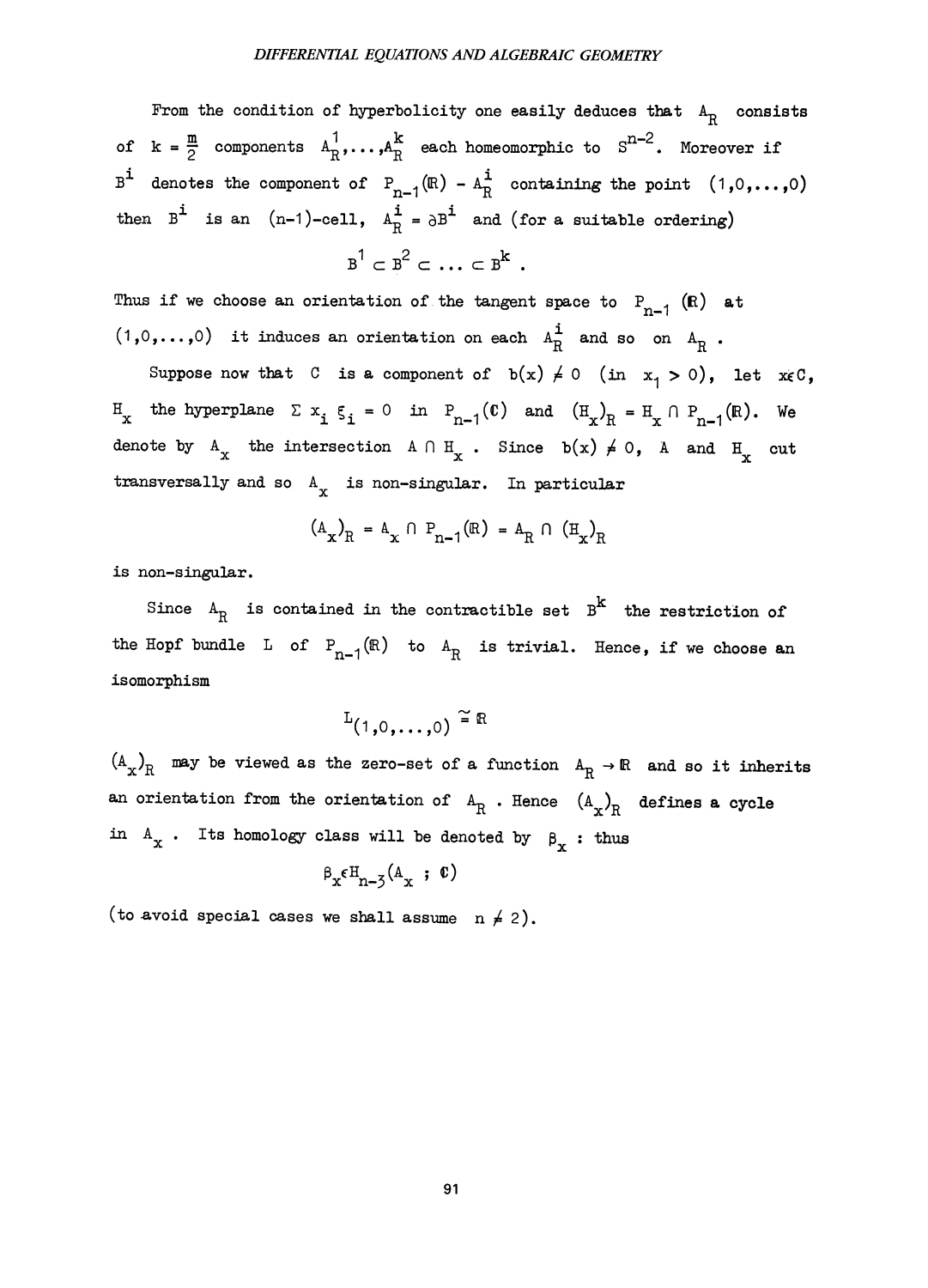From the condition of hyperbolicity one easily deduces that $A_R$ consists of $k = \frac{m}{2}$ components $A_R^1, \ldots, A_R^k$ each homeomorphic to $S^{n-2}$. Moreover if $B^i$ denotes the component of $P_{n-1}(\mathbb{R}) - A_R^i$ containing the point $(1,0,\ldots,0)$ then $B^i$ is an $(n-1)$-cell, $A_R^i = \partial B^i$ and (for a suitable ordering)

$$B^1 \subset B^2 \subset \ldots \subset B^k .$$

Thus if we choose an orientation of the tangent space to $P_{n-1}(\mathbb{R})$ at $(1,0,\ldots,0)$ it induces an orientation on each $A_R^i$ and so on $A_R$.

Suppose now that $C$ is a component of $b(x) \neq 0$ (in $x_1 > 0$), let $x \in C$, $H_x$ the hyperplane $\Sigma x_i \xi_i = 0$ in $P_{n-1}(\mathbb{C})$ and $(H_x)_R = H_x \cap P_{n-1}(\mathbb{R})$. We denote by $A_x$ the intersection $A \cap H_x$. Since $b(x) \neq 0$, $A$ and $H_x$ cut transversally and so $A_x$ is non-singular. In particular

$$(A_x)_R = A_x \cap P_{n-1}(\mathbb{R}) = A_R \cap (H_x)_R$$

is non-singular.

Since $A_R$ is contained in the contractible set $B^k$ the restriction of the Hopf bundle $L$ of $P_{n-1}(\mathbb{R})$ to $A_R$ is trivial. Hence, if we choose an isomorphism

$$L_{(1,0,\ldots,0)} \cong \mathbb{R}$$

$(A_x)_R$ may be viewed as the zero-set of a function $A_R \to \mathbb{R}$ and so it inherits an orientation from the orientation of $A_R$. Hence $(A_x)_R$ defines a cycle in $A_x$. Its homology class will be denoted by $\beta_x$ : thus

$$\beta_x \in H_{n-3}(A_x \; ; \; \mathbb{C})$$

(to avoid special cases we shall assume $n \neq 2$).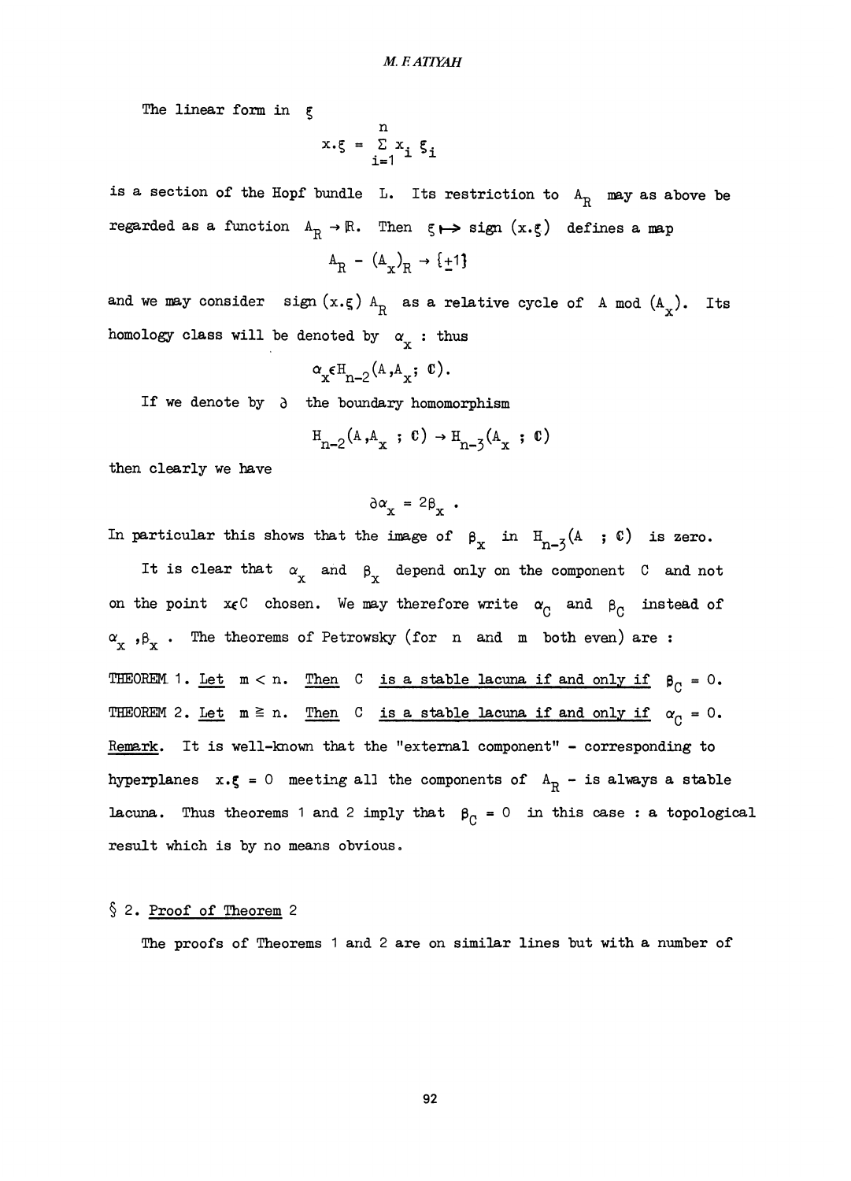The linear form in $\xi$

$$x.\xi = \sum_{i=1}^{n} x_i \xi_i$$

is a section of the Hopf bundle L. Its restriction to $A_R$ may as above be regarded as a function $A_R \to \mathbb{R}$. Then $\xi \mapsto \text{sign}(x.\xi)$ defines a map

$$A_R - (A_x)_R \to \{\pm 1\}$$

and we may consider $\text{sign}(x.\xi) A_R$ as a relative cycle of A mod $(A_x)$. Its homology class will be denoted by $\alpha_x$ : thus

$$\alpha_x \in H_{n-2}(A, A_x;\ \mathbb{C}).$$

If we denote by $\partial$ the boundary homomorphism

$$H_{n-2}(A, A_x\ ;\ \mathbb{C}) \to H_{n-3}(A_x\ ;\ \mathbb{C})$$

then clearly we have

$$\partial \alpha_x = 2\beta_x \ .$$

In particular this shows that the image of $\beta_x$ in $H_{n-3}(A\ ;\ \mathbb{C})$ is zero.

It is clear that $\alpha_x$ and $\beta_x$ depend only on the component C and not on the point $x \in C$ chosen. We may therefore write $\alpha_C$ and $\beta_C$ instead of $\alpha_x, \beta_x$. The theorems of Petrowsky (for n and m both even) are :

THEOREM 1. <u>Let</u> $m < n$. <u>Then</u> C <u>is a stable lacuna if and only if</u> $\beta_C = 0$.

THEOREM 2. <u>Let</u> $m \geqq n$. <u>Then</u> C <u>is a stable lacuna if and only if</u> $\alpha_C = 0$.

<u>Remark</u>. It is well-known that the "external component" - corresponding to hyperplanes $x.\xi = 0$ meeting all the components of $A_R$ - is always a stable lacuna. Thus theorems 1 and 2 imply that $\beta_C = 0$ in this case : a topological result which is by no means obvious.

## § 2. <u>Proof of Theorem</u> 2

The proofs of Theorems 1 and 2 are on similar lines but with a number of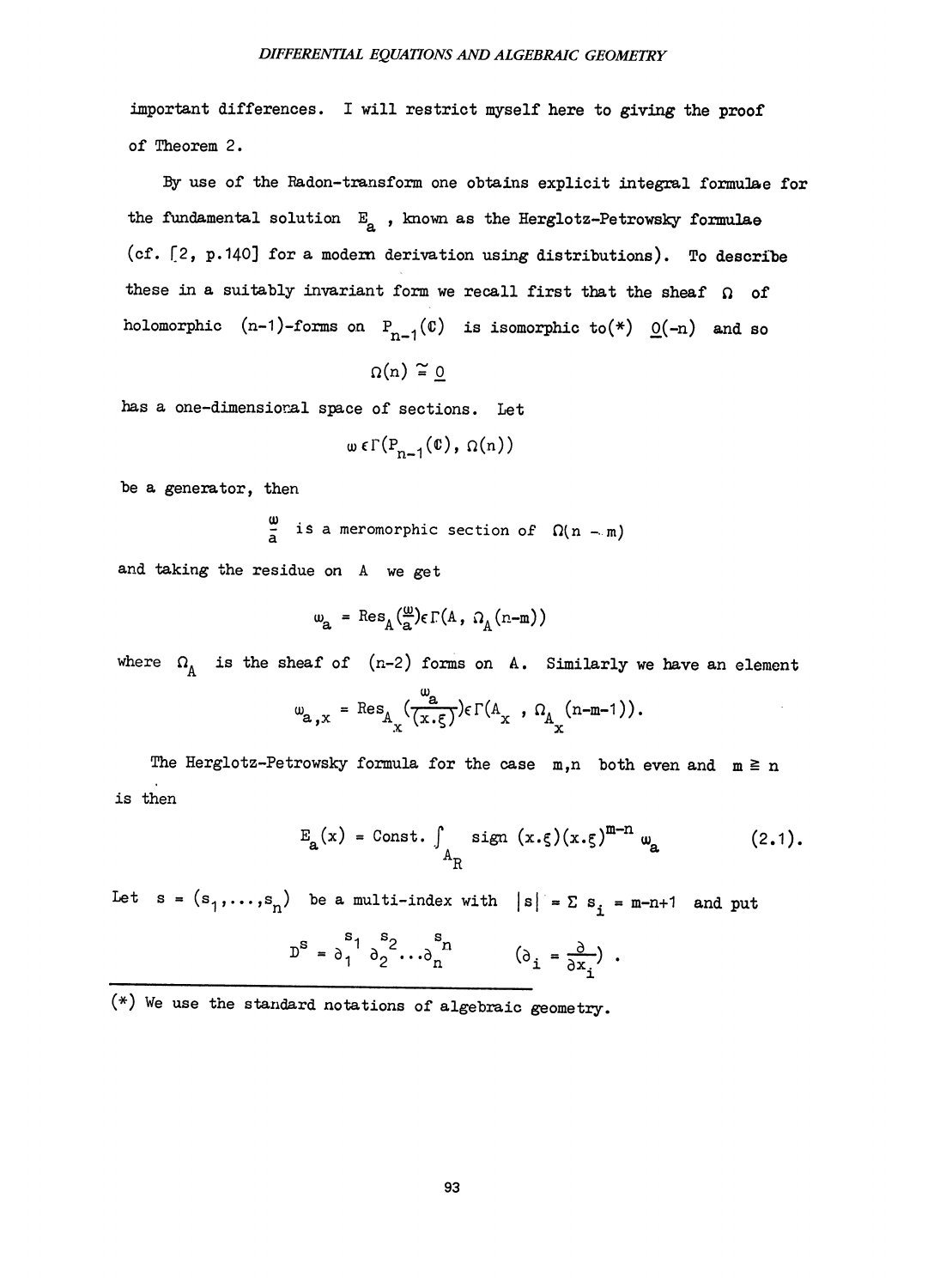important differences. I will restrict myself here to giving the proof of Theorem 2.

By use of the Radon-transform one obtains explicit integral formulae for the fundamental solution $E_a$, known as the Herglotz-Petrowsky formulae (cf. [2, p.140] for a modern derivation using distributions). To describe these in a suitably invariant form we recall first that the sheaf $\Omega$ of holomorphic $(n-1)$-forms on $P_{n-1}(\mathbb{C})$ is isomorphic to(*) $\underline{O}(-n)$ and so

$$\Omega(n) \cong \underline{O}$$

has a one-dimensional space of sections. Let

$$\omega \in \Gamma(P_{n-1}(\mathbb{C}), \Omega(n))$$

be a generator, then

$$\frac{\omega}{a} \text{ is a meromorphic section of } \Omega(n-m)$$

and taking the residue on $A$ we get

$$\omega_a = \operatorname{Res}_A\left(\frac{\omega}{a}\right) \in \Gamma(A, \Omega_A(n-m))$$

where $\Omega_A$ is the sheaf of $(n-2)$ forms on $A$. Similarly we have an element

$$\omega_{a,x} = \operatorname{Res}_{A_x}\left(\frac{\omega_a}{(x.\xi)}\right) \in \Gamma(A_x, \Omega_{A_x}(n-m-1)).$$

The Herglotz-Petrowsky formula for the case $m,n$ both even and $m \geq n$ is then

$$E_a(x) = \text{Const.} \int_{A_R} \operatorname{sign}(x.\xi)(x.\xi)^{m-n}\, \omega_a \tag{2.1}$$

Let $s = (s_1, \ldots, s_n)$ be a multi-index with $|s| = \Sigma\, s_i = m-n+1$ and put

$$D^s = \partial_1^{s_1} \partial_2^{s_2} \ldots \partial_n^{s_n} \qquad \left(\partial_i = \frac{\partial}{\partial x_i}\right).$$

---

(*) We use the standard notations of algebraic geometry.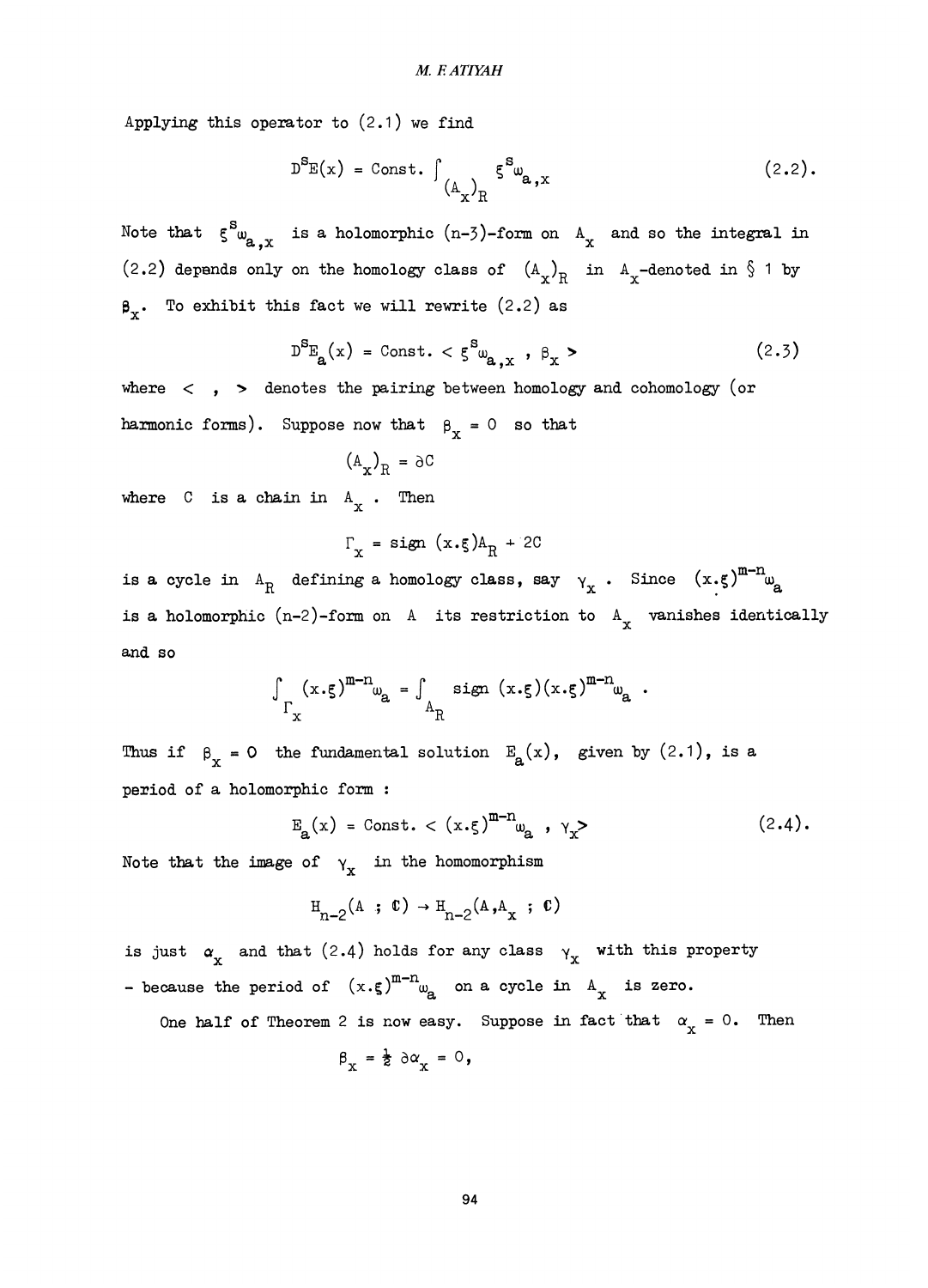Applying this operator to (2.1) we find

$$D^s E(x) = \text{Const.} \int_{(A_x)_R} \xi^s \omega_{a,x} \qquad (2.2).$$

Note that $\xi^s \omega_{a,x}$ is a holomorphic $(n-3)$-form on $A_x$ and so the integral in (2.2) depends only on the homology class of $(A_x)_R$ in $A_x$-denoted in § 1 by $\beta_x$. To exhibit this fact we will rewrite (2.2) as

$$D^s E_a(x) = \text{Const.} < \xi^s \omega_{a,x} \, , \, \beta_x > \qquad (2.3)$$

where $< \, , \, >$ denotes the pairing between homology and cohomology (or harmonic forms). Suppose now that $\beta_x = 0$ so that

$$(A_x)_R = \partial C$$

where $C$ is a chain in $A_x$. Then

$$\Gamma_x = \text{sign}\,(x.\xi) A_R + 2C$$

is a cycle in $A_R$ defining a homology class, say $\gamma_x$. Since $(x.\xi)^{m-n}\omega_a$ is a holomorphic $(n-2)$-form on $A$ its restriction to $A_x$ vanishes identically and so

$$\int_{\Gamma_x} (x.\xi)^{m-n}\omega_a = \int_{A_R} \text{sign}\,(x.\xi)(x.\xi)^{m-n}\omega_a \, .$$

Thus if $\beta_x = 0$ the fundamental solution $E_a(x)$, given by (2.1), is a period of a holomorphic form :

$$E_a(x) = \text{Const.} < (x.\xi)^{m-n}\omega_a \, , \, \gamma_x > \qquad (2.4).$$

Note that the image of $\gamma_x$ in the homomorphism

$$H_{n-2}(A \, ; \, \mathbb{C}) \to H_{n-2}(A, A_x \, ; \, \mathbb{C})$$

is just $\alpha_x$ and that (2.4) holds for any class $\gamma_x$ with this property - because the period of $(x.\xi)^{m-n}\omega_a$ on a cycle in $A_x$ is zero.

One half of Theorem 2 is now easy. Suppose in fact that $\alpha_x = 0$. Then

$$\beta_x = \tfrac{1}{2}\, \partial\alpha_x = 0,$$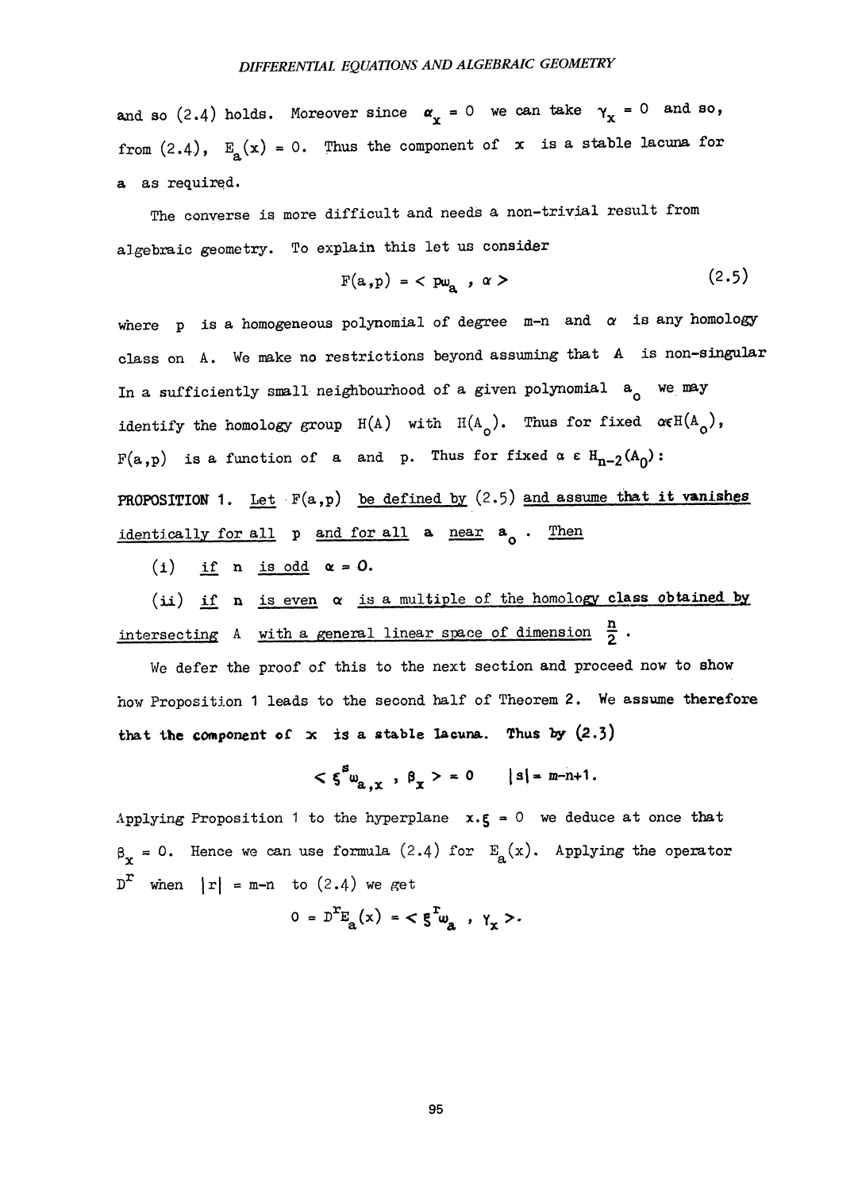and so (2.4) holds. Moreover since $\alpha_x = 0$ we can take $\gamma_x = 0$ and so, from (2.4), $E_a(x) = 0$. Thus the component of $x$ is a stable lacuna for $a$ as required.

The converse is more difficult and needs a non-trivial result from algebraic geometry. To explain this let us consider

$$F(a,p) = < p\omega_a \, , \, \alpha > \tag{2.5}$$

where $p$ is a homogeneous polynomial of degree $m-n$ and $\alpha$ is any homology class on $A$. We make no restrictions beyond assuming that $A$ is non-singular In a sufficiently small neighbourhood of a given polynomial $a_0$ we may identify the homology group $H(A)$ with $H(A_0)$. Thus for fixed $\alpha \in H(A_0)$, $F(a,p)$ is a function of $a$ and $p$. Thus for fixed $\alpha \in H_{n-2}(A_0)$:

**PROPOSITION 1.** Let $F(a,p)$ be defined by (2.5) and assume that it vanishes identically for all $p$ and for all $a$ near $a_0$. Then

(i) if $n$ is odd $\alpha = 0$.

(ii) if $n$ is even $\alpha$ is a multiple of the homology class obtained by intersecting $A$ with a general linear space of dimension $\frac{n}{2}$.

We defer the proof of this to the next section and proceed now to show how Proposition 1 leads to the second half of Theorem 2. We assume therefore that the component of $x$ is a stable lacuna. Thus by (2.3)

$$< \xi^s \omega_{a,x} \, , \, \beta_x > = 0 \qquad |s| = m-n+1.$$

Applying Proposition 1 to the hyperplane $x.\xi = 0$ we deduce at once that $\beta_x = 0$. Hence we can use formula (2.4) for $E_a(x)$. Applying the operator $D^r$ when $|r| = m-n$ to (2.4) we get

$$0 = D^r E_a(x) = < \xi^r \omega_a \, , \, \gamma_x >.$$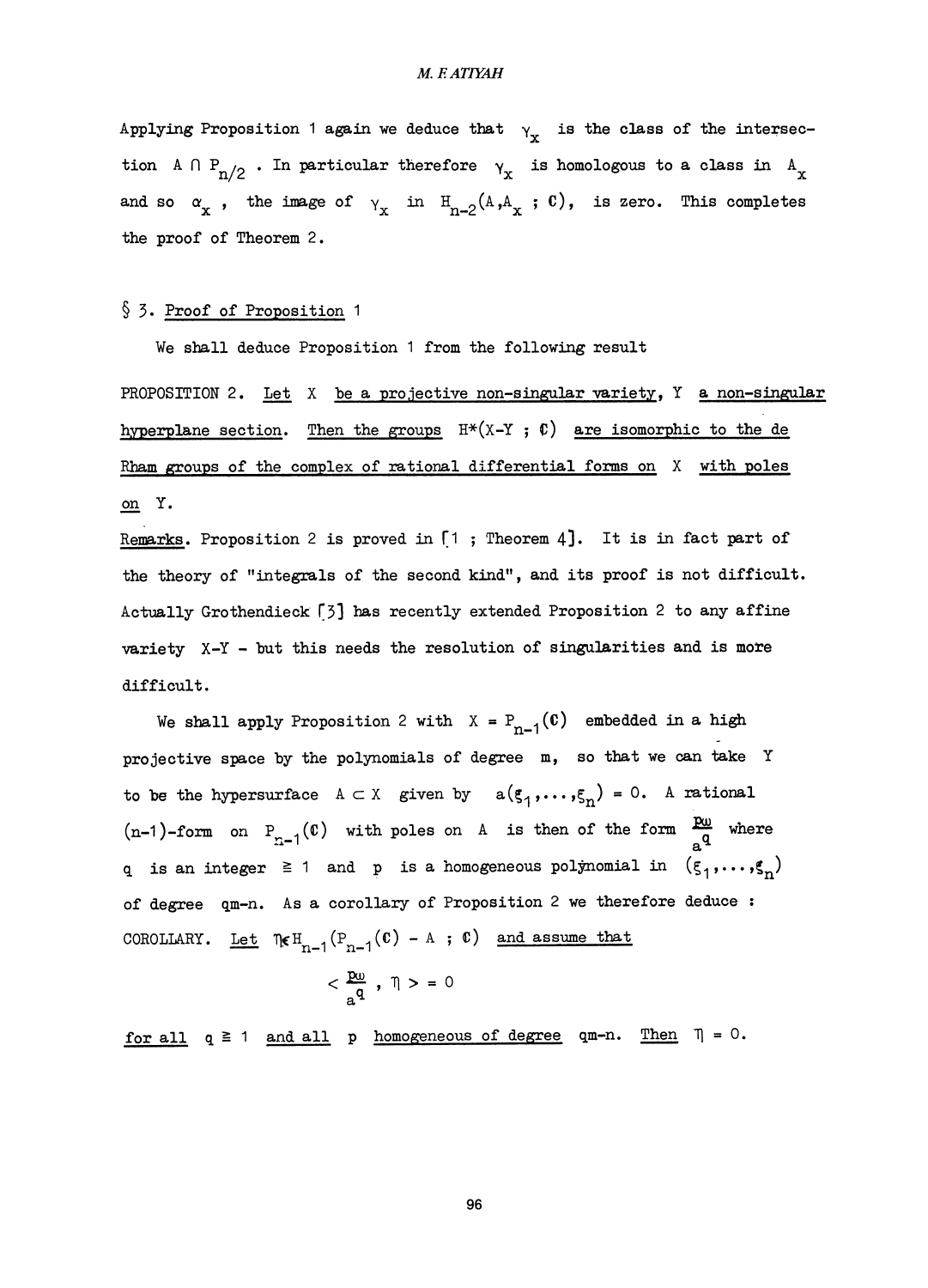Applying Proposition 1 again we deduce that $\gamma_x$ is the class of the intersection $A \cap P_{n/2}$. In particular therefore $\gamma_x$ is homologous to a class in $A_x$ and so $\alpha_x$, the image of $\gamma_x$ in $H_{n-2}(A, A_x ; \mathbb{C})$, is zero. This completes the proof of Theorem 2.

## § 3. Proof of Proposition 1

We shall deduce Proposition 1 from the following result

PROPOSITION 2. *Let $X$ be a projective non-singular variety, $Y$ a non-singular hyperplane section. Then the groups $H^*(X-Y ; \mathbb{C})$ are isomorphic to the de Rham groups of the complex of rational differential forms on $X$ with poles on $Y$.*

Remarks. Proposition 2 is proved in [1 ; Theorem 4]. It is in fact part of the theory of "integrals of the second kind", and its proof is not difficult. Actually Grothendieck [3] has recently extended Proposition 2 to any affine variety $X-Y$ - but this needs the resolution of singularities and is more difficult.

We shall apply Proposition 2 with $X = P_{n-1}(\mathbb{C})$ embedded in a high projective space by the polynomials of degree $m$, so that we can take $Y$ to be the hypersurface $A \subset X$ given by $a(\xi_1, \ldots, \xi_n) = 0$. A rational $(n-1)$-form on $P_{n-1}(\mathbb{C})$ with poles on $A$ is then of the form $\frac{p\omega}{a^q}$ where $q$ is an integer $\geqq 1$ and $p$ is a homogeneous polynomial in $(\xi_1, \ldots, \xi_n)$ of degree $qm-n$. As a corollary of Proposition 2 we therefore deduce :

COROLLARY. *Let $\eta \in H_{n-1}(P_{n-1}(\mathbb{C}) - A ; \mathbb{C})$ and assume that*

$$< \frac{p\omega}{a^q} , \eta > = 0$$

*for all $q \geqq 1$ and all $p$ homogeneous of degree $qm-n$. Then $\eta = 0$.*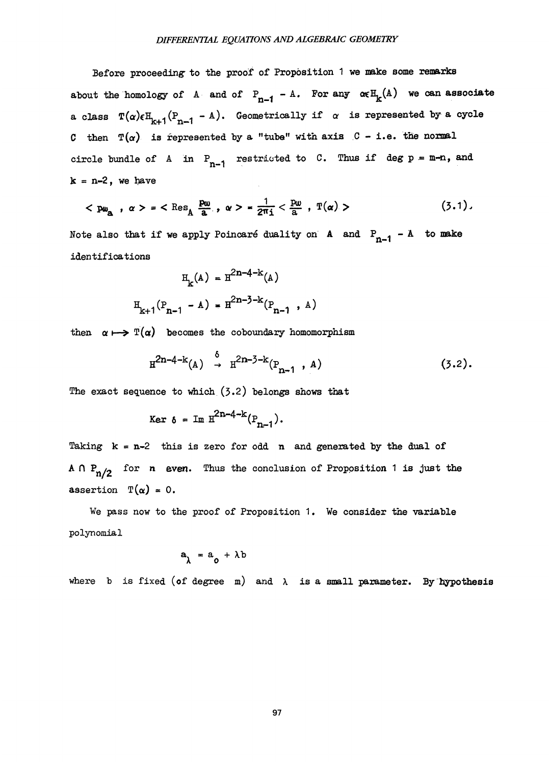Before proceeding to the proof of Proposition 1 we make some remarks about the homology of $A$ and of $P_{n-1} - A$. For any $\alpha \in H_k(A)$ we can associate a class $T(\alpha) \in H_{k+1}(P_{n-1} - A)$. Geometrically if $\alpha$ is represented by a cycle $C$ then $T(\alpha)$ is represented by a "tube" with axis $C$ - i.e. the normal circle bundle of $A$ in $P_{n-1}$ restricted to $C$. Thus if $\deg p = m-n$, and $k = n-2$, we have

$$< p\omega_a \ , \ \alpha > \ = \ < \operatorname{Res}_A \frac{p\omega}{a} \ , \ \alpha > \ = \ \frac{1}{2\pi i} < \frac{p\omega}{a} \ , \ T(\alpha) > \tag{3.1}$$

Note also that if we apply Poincaré duality on $A$ and $P_{n-1} - A$ to make identifications

$$H_k(A) = H^{2n-4-k}(A)$$

$$H_{k+1}(P_{n-1} - A) = H^{2n-3-k}(P_{n-1} \ , \ A)$$

then $\alpha \longmapsto T(\alpha)$ becomes the coboundary homomorphism

$$H^{2n-4-k}(A) \overset{\delta}{\rightarrow} H^{2n-3-k}(P_{n-1} \ , \ A) \tag{3.2}$$

The exact sequence to which (3.2) belongs shows that

$$\operatorname{Ker} \delta = \operatorname{Im} H^{2n-4-k}(P_{n-1}).$$

Taking $k = n-2$ this is zero for odd $n$ and generated by the dual of $A \cap P_{n/2}$ for $n$ even. Thus the conclusion of Proposition 1 is just the assertion $T(\alpha) = 0$.

We pass now to the proof of Proposition 1. We consider the variable polynomial

$$a_\lambda = a_0 + \lambda b$$

where $b$ is fixed (of degree $m$) and $\lambda$ is a small parameter. By hypothesis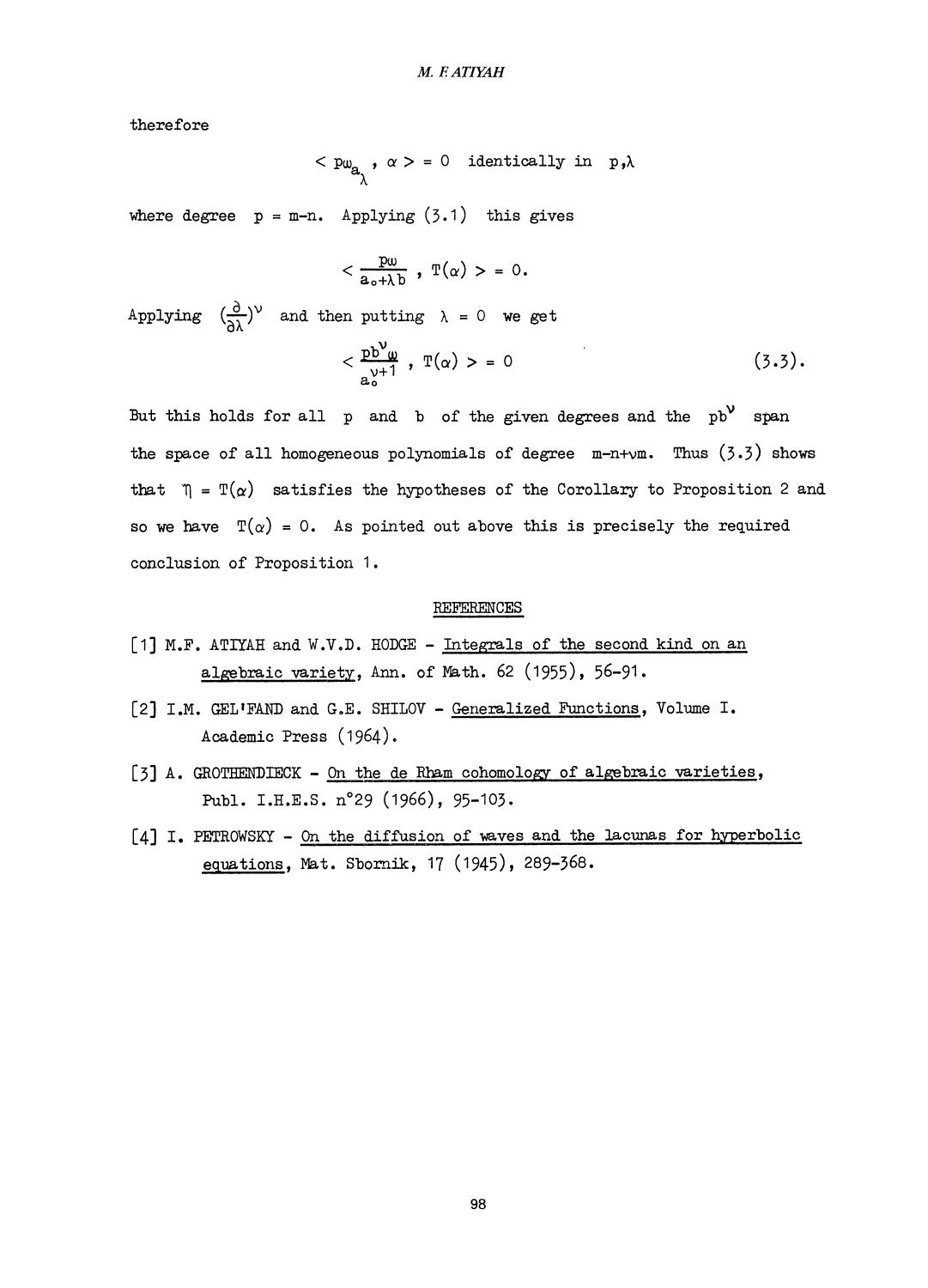therefore

$$< p\omega_{a_\lambda} , \alpha > = 0 \quad \text{identically in} \quad p,\lambda$$

where degree $p = m-n$. Applying (3.1) this gives

$$< \frac{p\omega}{a_0+\lambda b} , T(\alpha) > = 0.$$

Applying $(\frac{\partial}{\partial\lambda})^\nu$ and then putting $\lambda = 0$ we get

$$< \frac{pb^\nu\omega}{a_0^{\nu+1}} , T(\alpha) > = 0 \qquad (3.3).$$

But this holds for all $p$ and $b$ of the given degrees and the $pb^\nu$ span the space of all homogeneous polynomials of degree $m-n+\nu m$. Thus (3.3) shows that $\eta = T(\alpha)$ satisfies the hypotheses of the Corollary to Proposition 2 and so we have $T(\alpha) = 0$. As pointed out above this is precisely the required conclusion of Proposition 1.

## REFERENCES

[1] M.F. ATIYAH and W.V.D. HODGE - Integrals of the second kind on an algebraic variety, Ann. of Math. 62 (1955), 56-91.

[2] I.M. GEL'FAND and G.E. SHILOV - Generalized Functions, Volume I. Academic Press (1964).

[3] A. GROTHENDIECK - On the de Rham cohomology of algebraic varieties, Publ. I.H.E.S. n°29 (1966), 95-103.

[4] I. PETROWSKY - On the diffusion of waves and the lacunas for hyperbolic equations, Mat. Sbornik, 17 (1945), 289-368.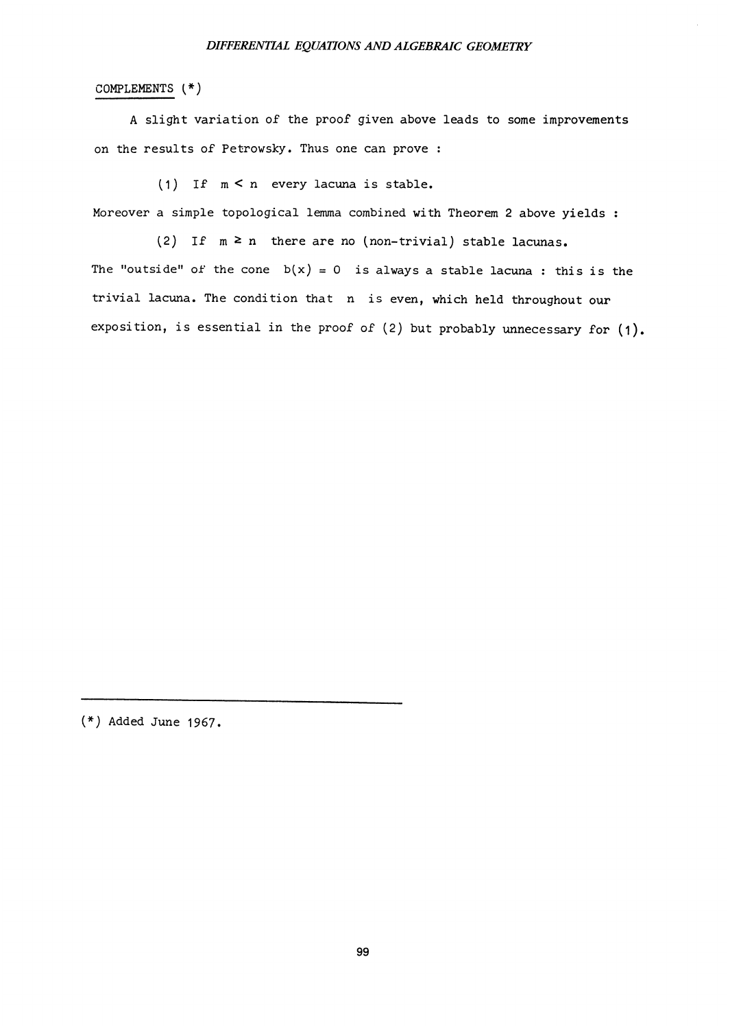## COMPLEMENTS (*)

A slight variation of the proof given above leads to some improvements on the results of Petrowsky. Thus one can prove :

(1) If $m < n$ every lacuna is stable.

Moreover a simple topological lemma combined with Theorem 2 above yields :

(2) If $m \geq n$ there are no (non-trivial) stable lacunas.

The "outside" of the cone $b(x) = 0$ is always a stable lacuna : this is the trivial lacuna. The condition that $n$ is even, which held throughout our exposition, is essential in the proof of (2) but probably unnecessary for (1).

---

(*) Added June 1967.